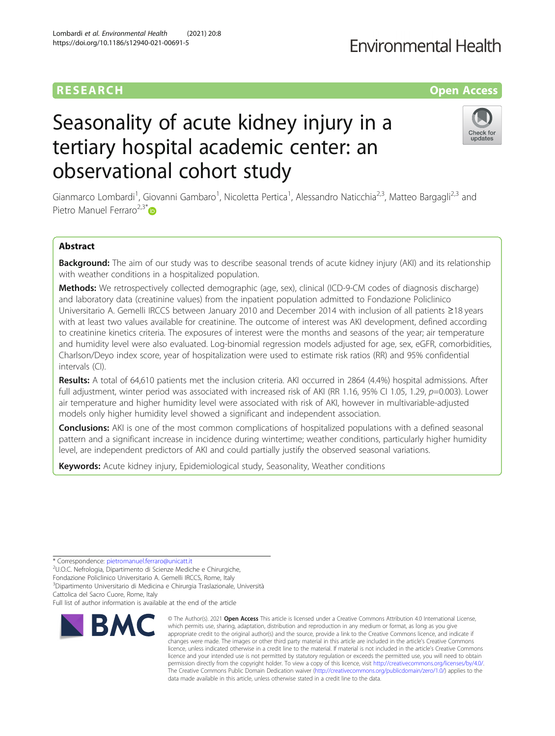RESEARCH

Open Access

# Seasonality of acute kidney injury in a tertiary hospital academic center: an observational cohort study

Gianmarco Lombardi[1], Giovanni Gambaro[1], Nicoletta Pertica[1], Alessandro Naticchia[2,3], Matteo Bargagli[2,3] and Pietro Manuel Ferraro[2,3*]

## Abstract

**Background:** The aim of our study was to describe seasonal trends of acute kidney injury (AKI) and its relationship with weather conditions in a hospitalized population.

**Methods:** We retrospectively collected demographic (age, sex), clinical (ICD-9-CM codes of diagnosis discharge) and laboratory data (creatinine values) from the inpatient population admitted to Fondazione Policlinico Universitario A. Gemelli IRCCS between January 2010 and December 2014 with inclusion of all patients ≥18 years with at least two values available for creatinine. The outcome of interest was AKI development, defined according to creatinine kinetics criteria. The exposures of interest were the months and seasons of the year; air temperature and humidity level were also evaluated. Log-binomial regression models adjusted for age, sex, eGFR, comorbidities, Charlson/Deyo index score, year of hospitalization were used to estimate risk ratios (RR) and 95% confidential intervals (CI).

**Results:** A total of 64,610 patients met the inclusion criteria. AKI occurred in 2864 (4.4%) hospital admissions. After full adjustment, winter period was associated with increased risk of AKI (RR 1.16, 95% CI 1.05, 1.29, $p$=0.003). Lower air temperature and higher humidity level were associated with risk of AKI, however in multivariable-adjusted models only higher humidity level showed a significant and independent association.

**Conclusions:** AKI is one of the most common complications of hospitalized populations with a defined seasonal pattern and a significant increase in incidence during wintertime; weather conditions, particularly higher humidity level, are independent predictors of AKI and could partially justify the observed seasonal variations.

**Keywords:** Acute kidney injury, Epidemiological study, Seasonality, Weather conditions

---

* Correspondence: pietromanuel.ferraro@unicatt.it

[2]U.O.C. Nefrologia, Dipartimento di Scienze Mediche e Chirurgiche, Fondazione Policlinico Universitario A. Gemelli IRCCS, Rome, Italy

[3]Dipartimento Universitario di Medicina e Chirurgia Traslazionale, Università Cattolica del Sacro Cuore, Rome, Italy

Full list of author information is available at the end of the article

© The Author(s). 2021 **Open Access** This article is licensed under a Creative Commons Attribution 4.0 International License, which permits use, sharing, adaptation, distribution and reproduction in any medium or format, as long as you give appropriate credit to the original author(s) and the source, provide a link to the Creative Commons licence, and indicate if changes were made. The images or other third party material in this article are included in the article's Creative Commons licence, unless indicated otherwise in a credit line to the material. If material is not included in the article's Creative Commons licence and your intended use is not permitted by statutory regulation or exceeds the permitted use, you will need to obtain permission directly from the copyright holder. To view a copy of this licence, visit http://creativecommons.org/licenses/by/4.0/. The Creative Commons Public Domain Dedication waiver (http://creativecommons.org/publicdomain/zero/1.0/) applies to the data made available in this article, unless otherwise stated in a credit line to the data.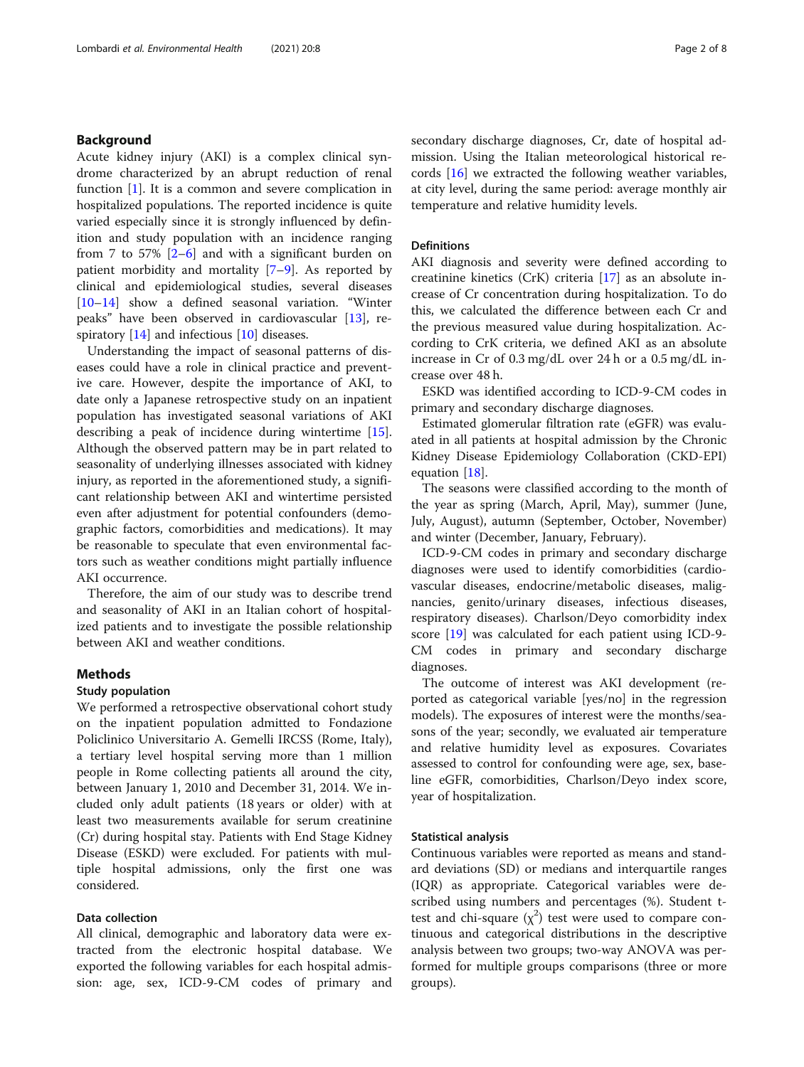## Background

Acute kidney injury (AKI) is a complex clinical syndrome characterized by an abrupt reduction of renal function [1]. It is a common and severe complication in hospitalized populations. The reported incidence is quite varied especially since it is strongly influenced by definition and study population with an incidence ranging from 7 to 57% [2–6] and with a significant burden on patient morbidity and mortality [7–9]. As reported by clinical and epidemiological studies, several diseases [10–14] show a defined seasonal variation. "Winter peaks" have been observed in cardiovascular [13], respiratory [14] and infectious [10] diseases.

Understanding the impact of seasonal patterns of diseases could have a role in clinical practice and preventive care. However, despite the importance of AKI, to date only a Japanese retrospective study on an inpatient population has investigated seasonal variations of AKI describing a peak of incidence during wintertime [15]. Although the observed pattern may be in part related to seasonality of underlying illnesses associated with kidney injury, as reported in the aforementioned study, a significant relationship between AKI and wintertime persisted even after adjustment for potential confounders (demographic factors, comorbidities and medications). It may be reasonable to speculate that even environmental factors such as weather conditions might partially influence AKI occurrence.

Therefore, the aim of our study was to describe trend and seasonality of AKI in an Italian cohort of hospitalized patients and to investigate the possible relationship between AKI and weather conditions.

## Methods

### Study population

We performed a retrospective observational cohort study on the inpatient population admitted to Fondazione Policlinico Universitario A. Gemelli IRCSS (Rome, Italy), a tertiary level hospital serving more than 1 million people in Rome collecting patients all around the city, between January 1, 2010 and December 31, 2014. We included only adult patients (18 years or older) with at least two measurements available for serum creatinine (Cr) during hospital stay. Patients with End Stage Kidney Disease (ESKD) were excluded. For patients with multiple hospital admissions, only the first one was considered.

### Data collection

All clinical, demographic and laboratory data were extracted from the electronic hospital database. We exported the following variables for each hospital admission: age, sex, ICD-9-CM codes of primary and secondary discharge diagnoses, Cr, date of hospital admission. Using the Italian meteorological historical records [16] we extracted the following weather variables, at city level, during the same period: average monthly air temperature and relative humidity levels.

### Definitions

AKI diagnosis and severity were defined according to creatinine kinetics (CrK) criteria [17] as an absolute increase of Cr concentration during hospitalization. To do this, we calculated the difference between each Cr and the previous measured value during hospitalization. According to CrK criteria, we defined AKI as an absolute increase in Cr of 0.3 mg/dL over 24 h or a 0.5 mg/dL increase over 48 h.

ESKD was identified according to ICD-9-CM codes in primary and secondary discharge diagnoses.

Estimated glomerular filtration rate (eGFR) was evaluated in all patients at hospital admission by the Chronic Kidney Disease Epidemiology Collaboration (CKD-EPI) equation [18].

The seasons were classified according to the month of the year as spring (March, April, May), summer (June, July, August), autumn (September, October, November) and winter (December, January, February).

ICD-9-CM codes in primary and secondary discharge diagnoses were used to identify comorbidities (cardiovascular diseases, endocrine/metabolic diseases, malignancies, genito/urinary diseases, infectious diseases, respiratory diseases). Charlson/Deyo comorbidity index score [19] was calculated for each patient using ICD-9-CM codes in primary and secondary discharge diagnoses.

The outcome of interest was AKI development (reported as categorical variable [yes/no] in the regression models). The exposures of interest were the months/seasons of the year; secondly, we evaluated air temperature and relative humidity level as exposures. Covariates assessed to control for confounding were age, sex, baseline eGFR, comorbidities, Charlson/Deyo index score, year of hospitalization.

### Statistical analysis

Continuous variables were reported as means and standard deviations (SD) or medians and interquartile ranges (IQR) as appropriate. Categorical variables were described using numbers and percentages (%). Student t-test and chi-square ($\chi^2$) test were used to compare continuous and categorical distributions in the descriptive analysis between two groups; two-way ANOVA was performed for multiple groups comparisons (three or more groups).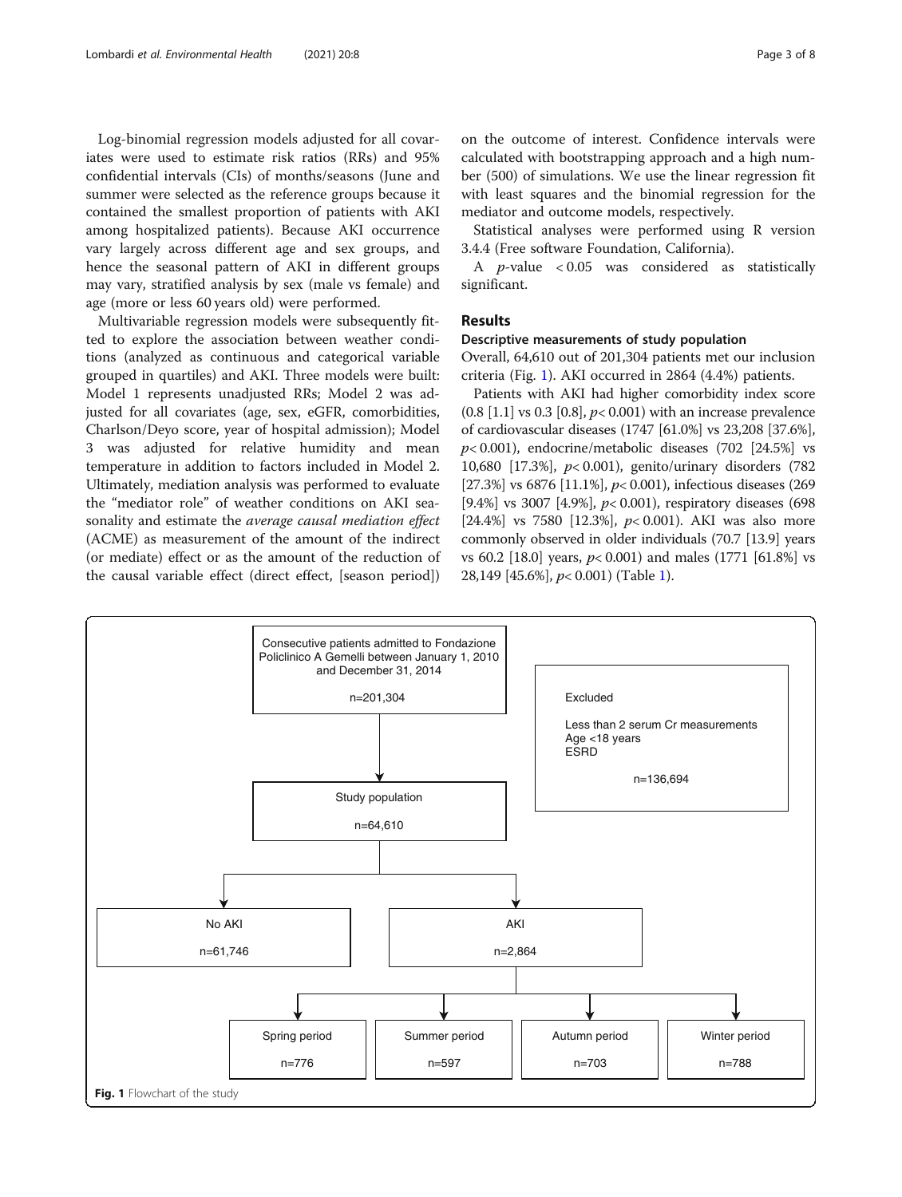Log-binomial regression models adjusted for all covariates were used to estimate risk ratios (RRs) and 95% confidential intervals (CIs) of months/seasons (June and summer were selected as the reference groups because it contained the smallest proportion of patients with AKI among hospitalized patients). Because AKI occurrence vary largely across different age and sex groups, and hence the seasonal pattern of AKI in different groups may vary, stratified analysis by sex (male vs female) and age (more or less 60 years old) were performed.

Multivariable regression models were subsequently fitted to explore the association between weather conditions (analyzed as continuous and categorical variable grouped in quartiles) and AKI. Three models were built: Model 1 represents unadjusted RRs; Model 2 was adjusted for all covariates (age, sex, eGFR, comorbidities, Charlson/Deyo score, year of hospital admission); Model 3 was adjusted for relative humidity and mean temperature in addition to factors included in Model 2. Ultimately, mediation analysis was performed to evaluate the "mediator role" of weather conditions on AKI seasonality and estimate the *average causal mediation effect* (ACME) as measurement of the amount of the indirect (or mediate) effect or as the amount of the reduction of the causal variable effect (direct effect, [season period]) on the outcome of interest. Confidence intervals were calculated with bootstrapping approach and a high number (500) of simulations. We use the linear regression fit with least squares and the binomial regression for the mediator and outcome models, respectively.

Statistical analyses were performed using R version 3.4.4 (Free software Foundation, California).

A $p$-value $< 0.05$ was considered as statistically significant.

## Results

### Descriptive measurements of study population

Overall, 64,610 out of 201,304 patients met our inclusion criteria (Fig. 1). AKI occurred in 2864 (4.4%) patients.

Patients with AKI had higher comorbidity index score (0.8 [1.1] vs 0.3 [0.8], $p < 0.001$) with an increase prevalence of cardiovascular diseases (1747 [61.0%] vs 23,208 [37.6%], $p < 0.001$), endocrine/metabolic diseases (702 [24.5%] vs 10,680 [17.3%], $p < 0.001$), genito/urinary disorders (782 [27.3%] vs 6876 [11.1%], $p < 0.001$), infectious diseases (269 [9.4%] vs 3007 [4.9%], $p < 0.001$), respiratory diseases (698 [24.4%] vs 7580 [12.3%], $p < 0.001$). AKI was also more commonly observed in older individuals (70.7 [13.9] years vs 60.2 [18.0] years, $p < 0.001$) and males (1771 [61.8%] vs 28,149 [45.6%], $p < 0.001$) (Table 1).

Consecutive patients admitted to Fondazione Policlinico A Gemelli between January 1, 2010 and December 31, 2014 n=201,304

Excluded: Less than 2 serum Cr measurements; Age <18 years; ESRD; n=136,694

Study population n=64,610

No AKI n=61,746

AKI n=2,864

Spring period n=776 | Summer period n=597 | Autumn period n=703 | Winter period n=788

**Fig. 1** Flowchart of the study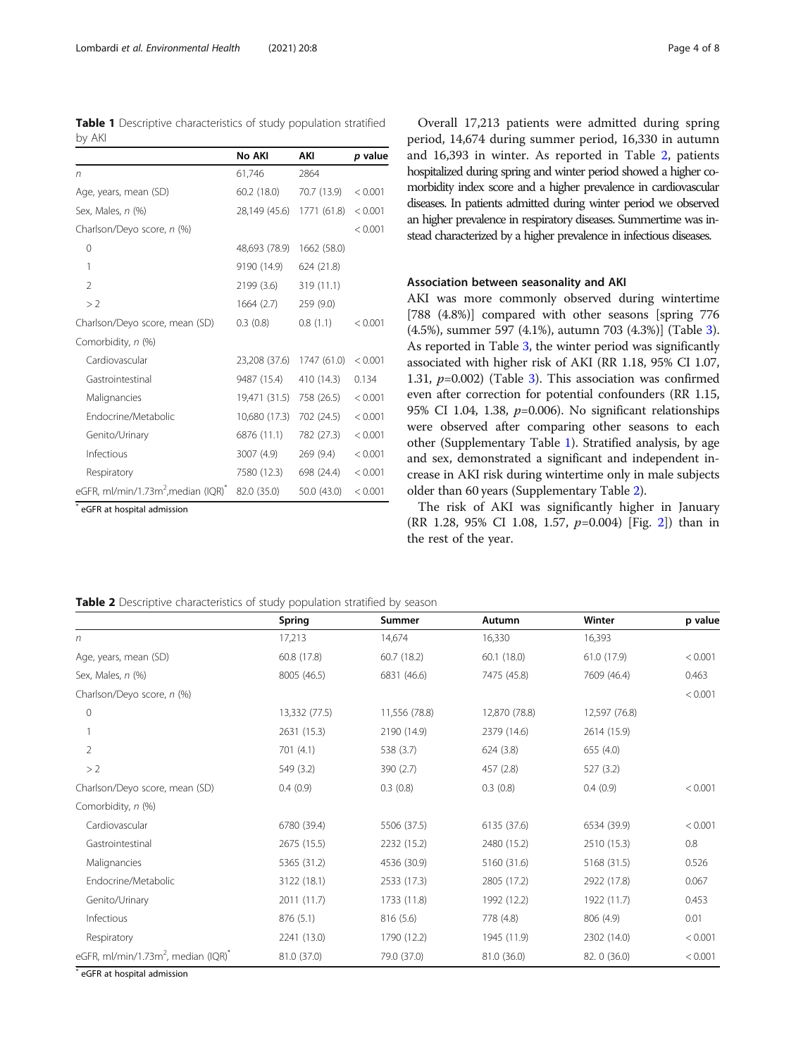**Table 1** Descriptive characteristics of study population stratified by AKI

| | No AKI | AKI | *p* value |
|---|---|---|---|
| *n* | 61,746 | 2864 | |
| Age, years, mean (SD) | 60.2 (18.0) | 70.7 (13.9) | < 0.001 |
| Sex, Males, *n* (%) | 28,149 (45.6) | 1771 (61.8) | < 0.001 |
| Charlson/Deyo score, *n* (%) | | | < 0.001 |
| 0 | 48,693 (78.9) | 1662 (58.0) | |
| 1 | 9190 (14.9) | 624 (21.8) | |
| 2 | 2199 (3.6) | 319 (11.1) | |
| > 2 | 1664 (2.7) | 259 (9.0) | |
| Charlson/Deyo score, mean (SD) | 0.3 (0.8) | 0.8 (1.1) | < 0.001 |
| Comorbidity, *n* (%) | | | |
| Cardiovascular | 23,208 (37.6) | 1747 (61.0) | < 0.001 |
| Gastrointestinal | 9487 (15.4) | 410 (14.3) | 0.134 |
| Malignancies | 19,471 (31.5) | 758 (26.5) | < 0.001 |
| Endocrine/Metabolic | 10,680 (17.3) | 702 (24.5) | < 0.001 |
| Genito/Urinary | 6876 (11.1) | 782 (27.3) | < 0.001 |
| Infectious | 3007 (4.9) | 269 (9.4) | < 0.001 |
| Respiratory | 7580 (12.3) | 698 (24.4) | < 0.001 |
| eGFR, ml/min/1.73m$^2$,median (IQR)* | 82.0 (35.0) | 50.0 (43.0) | < 0.001 |

* eGFR at hospital admission

Overall 17,213 patients were admitted during spring period, 14,674 during summer period, 16,330 in autumn and 16,393 in winter. As reported in Table 2, patients hospitalized during spring and winter period showed a higher comorbidity index score and a higher prevalence in cardiovascular diseases. In patients admitted during winter period we observed an higher prevalence in respiratory diseases. Summertime was instead characterized by a higher prevalence in infectious diseases.

### Association between seasonality and AKI

AKI was more commonly observed during wintertime [788 (4.8%)] compared with other seasons [spring 776 (4.5%), summer 597 (4.1%), autumn 703 (4.3%)] (Table 3). As reported in Table 3, the winter period was significantly associated with higher risk of AKI (RR 1.18, 95% CI 1.07, 1.31, $p$=0.002) (Table 3). This association was confirmed even after correction for potential confounders (RR 1.15, 95% CI 1.04, 1.38, $p$=0.006). No significant relationships were observed after comparing other seasons to each other (Supplementary Table 1). Stratified analysis, by age and sex, demonstrated a significant and independent increase in AKI risk during wintertime only in male subjects older than 60 years (Supplementary Table 2).

The risk of AKI was significantly higher in January (RR 1.28, 95% CI 1.08, 1.57, $p$=0.004) [Fig. 2]) than in the rest of the year.

**Table 2** Descriptive characteristics of study population stratified by season

| | Spring | Summer | Autumn | Winter | p value |
|---|---|---|---|---|---|
| *n* | 17,213 | 14,674 | 16,330 | 16,393 | |
| Age, years, mean (SD) | 60.8 (17.8) | 60.7 (18.2) | 60.1 (18.0) | 61.0 (17.9) | < 0.001 |
| Sex, Males, *n* (%) | 8005 (46.5) | 6831 (46.6) | 7475 (45.8) | 7609 (46.4) | 0.463 |
| Charlson/Deyo score, *n* (%) | | | | | < 0.001 |
| 0 | 13,332 (77.5) | 11,556 (78.8) | 12,870 (78.8) | 12,597 (76.8) | |
| 1 | 2631 (15.3) | 2190 (14.9) | 2379 (14.6) | 2614 (15.9) | |
| 2 | 701 (4.1) | 538 (3.7) | 624 (3.8) | 655 (4.0) | |
| > 2 | 549 (3.2) | 390 (2.7) | 457 (2.8) | 527 (3.2) | |
| Charlson/Deyo score, mean (SD) | 0.4 (0.9) | 0.3 (0.8) | 0.3 (0.8) | 0.4 (0.9) | < 0.001 |
| Comorbidity, *n* (%) | | | | | |
| Cardiovascular | 6780 (39.4) | 5506 (37.5) | 6135 (37.6) | 6534 (39.9) | < 0.001 |
| Gastrointestinal | 2675 (15.5) | 2232 (15.2) | 2480 (15.2) | 2510 (15.3) | 0.8 |
| Malignancies | 5365 (31.2) | 4536 (30.9) | 5160 (31.6) | 5168 (31.5) | 0.526 |
| Endocrine/Metabolic | 3122 (18.1) | 2533 (17.3) | 2805 (17.2) | 2922 (17.8) | 0.067 |
| Genito/Urinary | 2011 (11.7) | 1733 (11.8) | 1992 (12.2) | 1922 (11.7) | 0.453 |
| Infectious | 876 (5.1) | 816 (5.6) | 778 (4.8) | 806 (4.9) | 0.01 |
| Respiratory | 2241 (13.0) | 1790 (12.2) | 1945 (11.9) | 2302 (14.0) | < 0.001 |
| eGFR, ml/min/1.73m$^2$, median (IQR)* | 81.0 (37.0) | 79.0 (37.0) | 81.0 (36.0) | 82. 0 (36.0) | < 0.001 |

* eGFR at hospital admission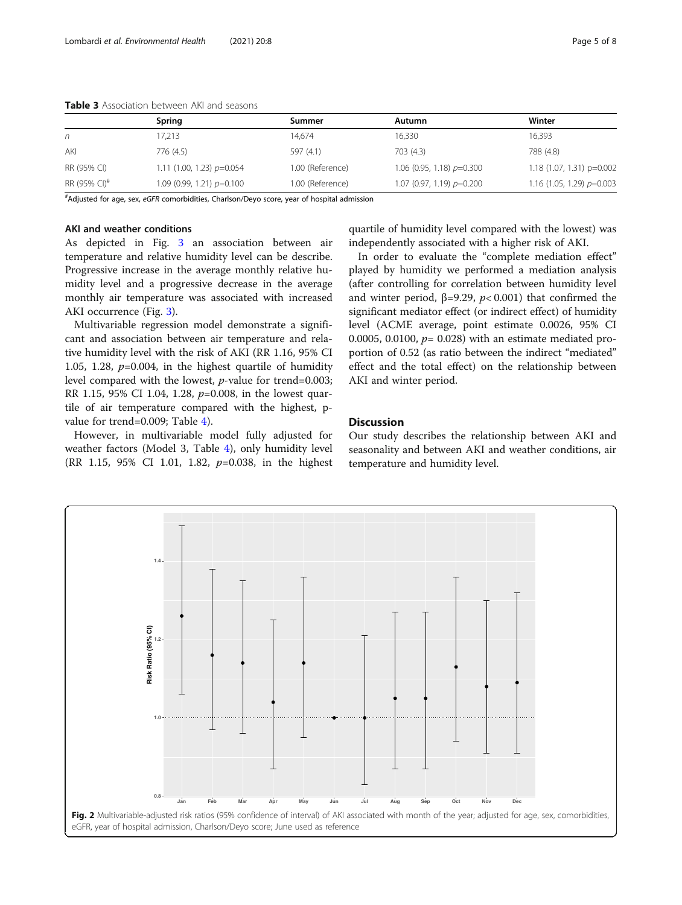**Table 3** Association between AKI and seasons

| | Spring | Summer | Autumn | Winter |
|---|---|---|---|---|
| n | 17,213 | 14,674 | 16,330 | 16,393 |
| AKI | 776 (4.5) | 597 (4.1) | 703 (4.3) | 788 (4.8) |
| RR (95% CI) | 1.11 (1.00, 1.23) $p$=0.054 | 1.00 (Reference) | 1.06 (0.95, 1.18) $p$=0.300 | 1.18 (1.07, 1.31) p=0.002 |
| RR (95% CI)[#] | 1.09 (0.99, 1.21) $p$=0.100 | 1.00 (Reference) | 1.07 (0.97, 1.19) $p$=0.200 | 1.16 (1.05, 1.29) $p$=0.003 |

[#]Adjusted for age, sex, *eGFR* comorbidities, Charlson/Deyo score, year of hospital admission

### AKI and weather conditions

As depicted in Fig. 3 an association between air temperature and relative humidity level can be describe. Progressive increase in the average monthly relative humidity level and a progressive decrease in the average monthly air temperature was associated with increased AKI occurrence (Fig. 3).

Multivariable regression model demonstrate a significant and association between air temperature and relative humidity level with the risk of AKI (RR 1.16, 95% CI 1.05, 1.28, $p$=0.004, in the highest quartile of humidity level compared with the lowest, $p$-value for trend=0.003; RR 1.15, 95% CI 1.04, 1.28, $p$=0.008, in the lowest quartile of air temperature compared with the highest, p-value for trend=0.009; Table 4).

However, in multivariable model fully adjusted for weather factors (Model 3, Table 4), only humidity level (RR 1.15, 95% CI 1.01, 1.82, $p$=0.038, in the highest quartile of humidity level compared with the lowest) was independently associated with a higher risk of AKI.

In order to evaluate the "complete mediation effect" played by humidity we performed a mediation analysis (after controlling for correlation between humidity level and winter period, $\beta$=9.29, $p$< 0.001) that confirmed the significant mediator effect (or indirect effect) of humidity level (ACME average, point estimate 0.0026, 95% CI 0.0005, 0.0100, $p$= 0.028) with an estimate mediated proportion of 0.52 (as ratio between the indirect "mediated" effect and the total effect) on the relationship between AKI and winter period.

## Discussion

Our study describes the relationship between AKI and seasonality and between AKI and weather conditions, air temperature and humidity level.

**Fig. 2** Multivariable-adjusted risk ratios (95% confidence of interval) of AKI associated with month of the year; adjusted for age, sex, comorbidities, eGFR, year of hospital admission, Charlson/Deyo score; June used as reference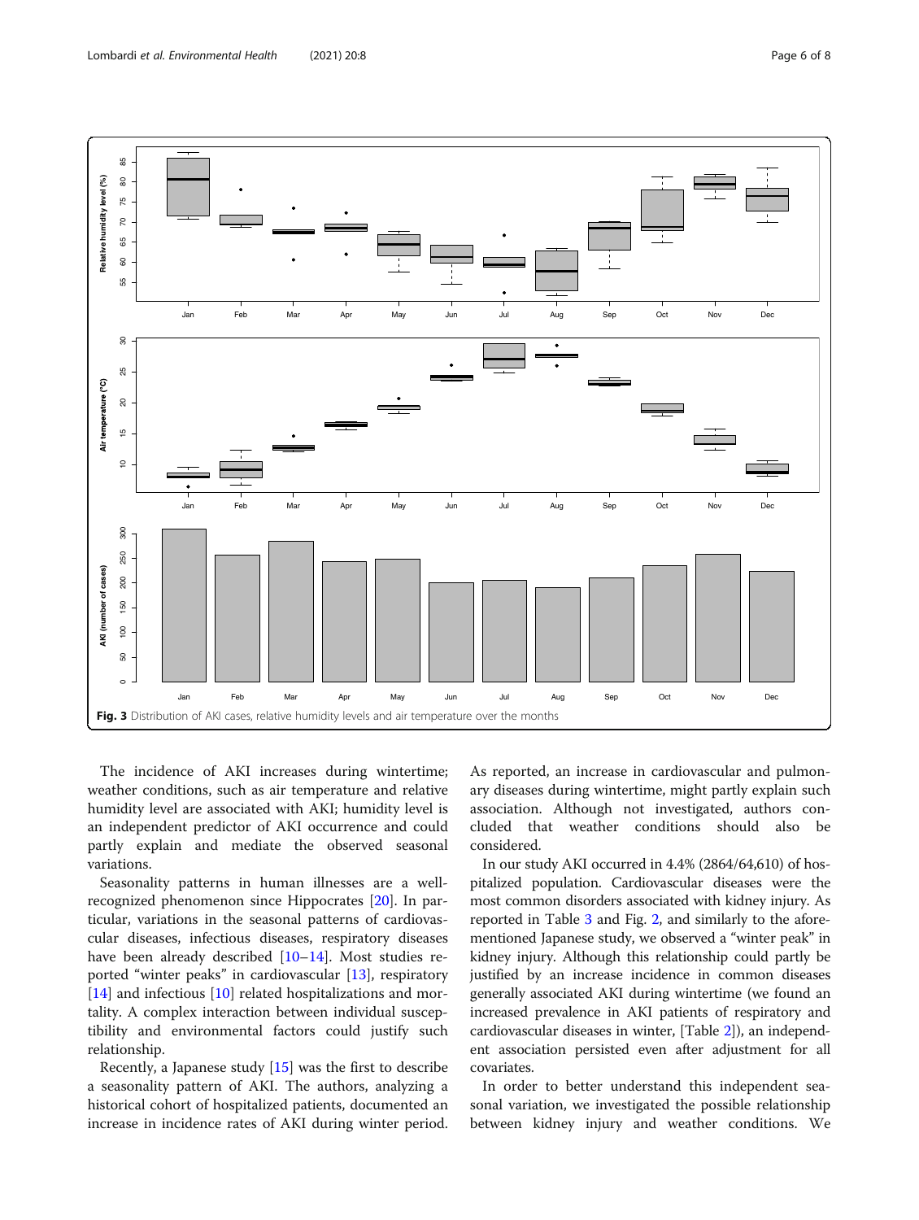Fig. 3 Distribution of AKI cases, relative humidity levels and air temperature over the months

The incidence of AKI increases during wintertime; weather conditions, such as air temperature and relative humidity level are associated with AKI; humidity level is an independent predictor of AKI occurrence and could partly explain and mediate the observed seasonal variations.

Seasonality patterns in human illnesses are a well-recognized phenomenon since Hippocrates [20]. In particular, variations in the seasonal patterns of cardiovascular diseases, infectious diseases, respiratory diseases have been already described [10–14]. Most studies reported "winter peaks" in cardiovascular [13], respiratory [14] and infectious [10] related hospitalizations and mortality. A complex interaction between individual susceptibility and environmental factors could justify such relationship.

Recently, a Japanese study [15] was the first to describe a seasonality pattern of AKI. The authors, analyzing a historical cohort of hospitalized patients, documented an increase in incidence rates of AKI during winter period. As reported, an increase in cardiovascular and pulmonary diseases during wintertime, might partly explain such association. Although not investigated, authors concluded that weather conditions should also be considered.

In our study AKI occurred in 4.4% (2864/64,610) of hospitalized population. Cardiovascular diseases were the most common disorders associated with kidney injury. As reported in Table 3 and Fig. 2, and similarly to the aforementioned Japanese study, we observed a "winter peak" in kidney injury. Although this relationship could partly be justified by an increase incidence in common diseases generally associated AKI during wintertime (we found an increased prevalence in AKI patients of respiratory and cardiovascular diseases in winter, [Table 2]), an independent association persisted even after adjustment for all covariates.

In order to better understand this independent seasonal variation, we investigated the possible relationship between kidney injury and weather conditions. We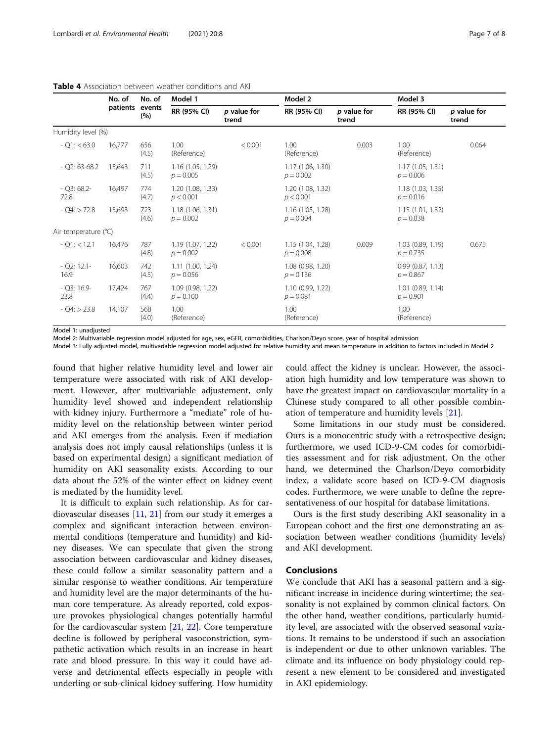**Table 4** Association between weather conditions and AKI

| | No. of patients | No. of events (%) | Model 1 | | Model 2 | | Model 3 | |
|---|---|---|---|---|---|---|---|---|
| | | | RR (95% CI) | *p* value for trend | RR (95% CI) | *p* value for trend | RR (95% CI) | *p* value for trend |
| Humidity level (%) | | | | | | | | |
| - Q1: < 63.0 | 16,777 | 656 (4.5) | 1.00 (Reference) | < 0.001 | 1.00 (Reference) | 0.003 | 1.00 (Reference) | 0.064 |
| - Q2: 63-68.2 | 15,643 | 711 (4.5) | 1.16 (1.05, 1.29) $p = 0.005$ | | 1.17 (1.06, 1.30) $p = 0.002$ | | 1.17 (1.05, 1.31) $p = 0.006$ | |
| - Q3: 68.2-72.8 | 16,497 | 774 (4.7) | 1.20 (1.08, 1.33) $p < 0.001$ | | 1.20 (1.08, 1.32) $p < 0.001$ | | 1.18 (1.03, 1.35) $p = 0.016$ | |
| - Q4: > 72.8 | 15,693 | 723 (4.6) | 1.18 (1.06, 1.31) $p = 0.002$ | | 1.16 (1.05, 1.28) $p = 0.004$ | | 1.15 (1.01, 1.32) $p = 0.038$ | |
| Air temperature (°C) | | | | | | | | |
| - Q1: < 12.1 | 16,476 | 787 (4.8) | 1.19 (1.07, 1.32) $p = 0.002$ | < 0.001 | 1.15 (1.04, 1.28) $p = 0.008$ | 0.009 | 1.03 (0.89, 1.19) $p = 0.735$ | 0.675 |
| - Q2: 12.1-16.9 | 16,603 | 742 (4.5) | 1.11 (1.00, 1.24) $p = 0.056$ | | 1.08 (0.98, 1.20) $p = 0.136$ | | 0.99 (0.87, 1.13) $p = 0.867$ | |
| - Q3: 16.9-23.8 | 17,424 | 767 (4.4) | 1.09 (0.98, 1.22) $p = 0.100$ | | 1.10 (0.99, 1.22) $p = 0.081$ | | 1.01 (0.89, 1.14) $p = 0.901$ | |
| - Q4: > 23.8 | 14,107 | 568 (4.0) | 1.00 (Reference) | | 1.00 (Reference) | | 1.00 (Reference) | |

Model 1: unadjusted
Model 2: Multivariable regression model adjusted for age, sex, eGFR, comorbidities, Charlson/Deyo score, year of hospital admission
Model 3: Fully adjusted model, multivariable regression model adjusted for relative humidity and mean temperature in addition to factors included in Model 2

found that higher relative humidity level and lower air temperature were associated with risk of AKI development. However, after multivariable adjustement, only humidity level showed and independent relationship with kidney injury. Furthermore a "mediate" role of humidity level on the relationship between winter period and AKI emerges from the analysis. Even if mediation analysis does not imply causal relationships (unless it is based on experimental design) a significant mediation of humidity on AKI seasonality exists. According to our data about the 52% of the winter effect on kidney event is mediated by the humidity level.

It is difficult to explain such relationship. As for cardiovascular diseases [11, 21] from our study it emerges a complex and significant interaction between environmental conditions (temperature and humidity) and kidney diseases. We can speculate that given the strong association between cardiovascular and kidney diseases, these could follow a similar seasonality pattern and a similar response to weather conditions. Air temperature and humidity level are the major determinants of the human core temperature. As already reported, cold exposure provokes physiological changes potentially harmful for the cardiovascular system [21, 22]. Core temperature decline is followed by peripheral vasoconstriction, sympathetic activation which results in an increase in heart rate and blood pressure. In this way it could have adverse and detrimental effects especially in people with underling or sub-clinical kidney suffering. How humidity could affect the kidney is unclear. However, the association high humidity and low temperature was shown to have the greatest impact on cardiovascular mortality in a Chinese study compared to all other possible combination of temperature and humidity levels [21].

Some limitations in our study must be considered. Ours is a monocentric study with a retrospective design; furthermore, we used ICD-9-CM codes for comorbidities assessment and for risk adjustment. On the other hand, we determined the Charlson/Deyo comorbidity index, a validate score based on ICD-9-CM diagnosis codes. Furthermore, we were unable to define the representativeness of our hospital for database limitations.

Ours is the first study describing AKI seasonality in a European cohort and the first one demonstrating an association between weather conditions (humidity levels) and AKI development.

## Conclusions

We conclude that AKI has a seasonal pattern and a significant increase in incidence during wintertime; the seasonality is not explained by common clinical factors. On the other hand, weather conditions, particularly humidity level, are associated with the observed seasonal variations. It remains to be understood if such an association is independent or due to other unknown variables. The climate and its influence on body physiology could represent a new element to be considered and investigated in AKI epidemiology.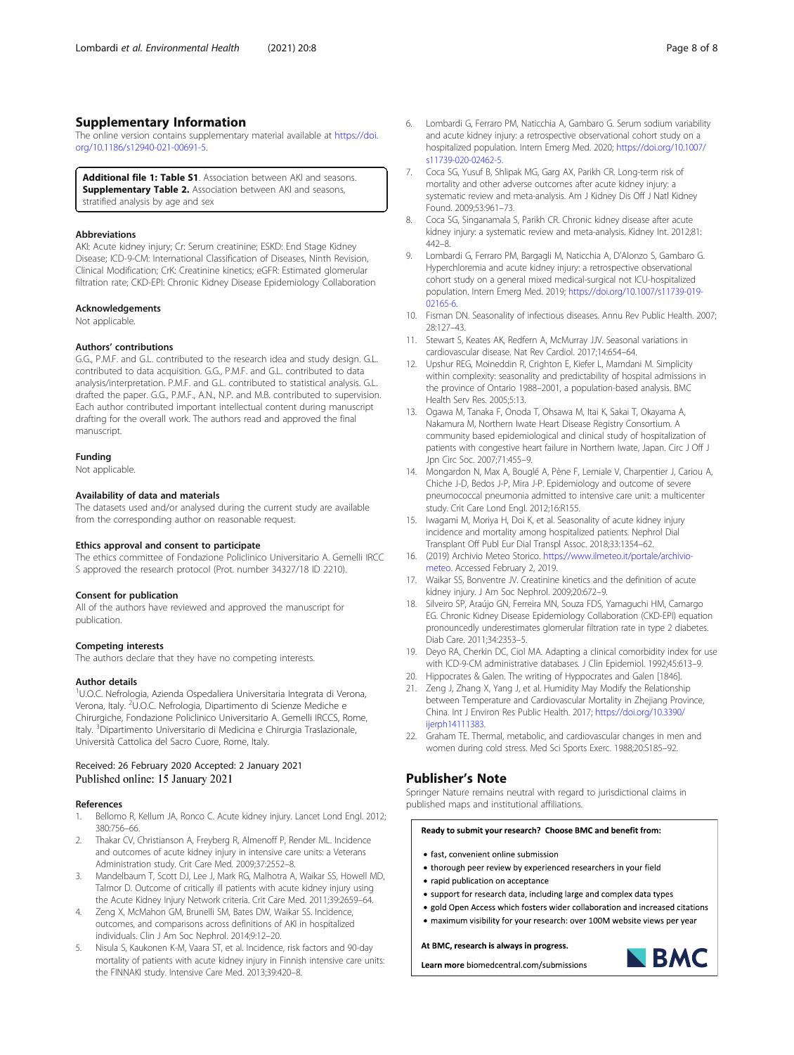## Supplementary Information

The online version contains supplementary material available at https://doi.org/10.1186/s12940-021-00691-5.

**Additional file 1: Table S1**. Association between AKI and seasons. **Supplementary Table 2.** Association between AKI and seasons, stratified analysis by age and sex

### Abbreviations

AKI: Acute kidney injury; Cr: Serum creatinine; ESKD: End Stage Kidney Disease; ICD-9-CM: International Classification of Diseases, Ninth Revision, Clinical Modification; CrK: Creatinine kinetics; eGFR: Estimated glomerular filtration rate; CKD-EPI: Chronic Kidney Disease Epidemiology Collaboration

### Acknowledgements

Not applicable.

### Authors' contributions

G.G., P.M.F. and G.L. contributed to the research idea and study design. G.L. contributed to data acquisition. G.G., P.M.F. and G.L. contributed to data analysis/interpretation. P.M.F. and G.L. contributed to statistical analysis. G.L. drafted the paper. G.G., P.M.F., A.N., N.P. and M.B. contributed to supervision. Each author contributed important intellectual content during manuscript drafting for the overall work. The authors read and approved the final manuscript.

### Funding

Not applicable.

### Availability of data and materials

The datasets used and/or analysed during the current study are available from the corresponding author on reasonable request.

### Ethics approval and consent to participate

The ethics committee of Fondazione Policlinico Universitario A. Gemelli IRCCS approved the research protocol (Prot. number 34327/18 ID 2210).

### Consent for publication

All of the authors have reviewed and approved the manuscript for publication.

### Competing interests

The authors declare that they have no competing interests.

### Author details

[1]U.O.C. Nefrologia, Azienda Ospedaliera Universitaria Integrata di Verona, Verona, Italy. [2]U.O.C. Nefrologia, Dipartimento di Scienze Mediche e Chirurgiche, Fondazione Policlinico Universitario A. Gemelli IRCCS, Rome, Italy. [3]Dipartimento Universitario di Medicina e Chirurgia Traslazionale, Università Cattolica del Sacro Cuore, Rome, Italy.

Received: 26 February 2020 Accepted: 2 January 2021
Published online: 15 January 2021

### References

1. Bellomo R, Kellum JA, Ronco C. Acute kidney injury. Lancet Lond Engl. 2012; 380:756–66.
2. Thakar CV, Christianson A, Freyberg R, Almenoff P, Render ML. Incidence and outcomes of acute kidney injury in intensive care units: a Veterans Administration study. Crit Care Med. 2009;37:2552–8.
3. Mandelbaum T, Scott DJ, Lee J, Mark RG, Malhotra A, Waikar SS, Howell MD, Talmor D. Outcome of critically ill patients with acute kidney injury using the Acute Kidney Injury Network criteria. Crit Care Med. 2011;39:2659–64.
4. Zeng X, McMahon GM, Brunelli SM, Bates DW, Waikar SS. Incidence, outcomes, and comparisons across definitions of AKI in hospitalized individuals. Clin J Am Soc Nephrol. 2014;9:12–20.
5. Nisula S, Kaukonen K-M, Vaara ST, et al. Incidence, risk factors and 90-day mortality of patients with acute kidney injury in Finnish intensive care units: the FINNAKI study. Intensive Care Med. 2013;39:420–8.
6. Lombardi G, Ferraro PM, Naticchia A, Gambaro G. Serum sodium variability and acute kidney injury: a retrospective observational cohort study on a hospitalized population. Intern Emerg Med. 2020; https://doi.org/10.1007/s11739-020-02462-5.
7. Coca SG, Yusuf B, Shlipak MG, Garg AX, Parikh CR. Long-term risk of mortality and other adverse outcomes after acute kidney injury: a systematic review and meta-analysis. Am J Kidney Dis Off J Natl Kidney Found. 2009;53:961–73.
8. Coca SG, Singanamala S, Parikh CR. Chronic kidney disease after acute kidney injury: a systematic review and meta-analysis. Kidney Int. 2012;81: 442–8.
9. Lombardi G, Ferraro PM, Bargagli M, Naticchia A, D'Alonzo S, Gambaro G. Hyperchloremia and acute kidney injury: a retrospective observational cohort study on a general mixed medical-surgical not ICU-hospitalized population. Intern Emerg Med. 2019; https://doi.org/10.1007/s11739-019-02165-6.
10. Fisman DN. Seasonality of infectious diseases. Annu Rev Public Health. 2007; 28:127–43.
11. Stewart S, Keates AK, Redfern A, McMurray JJV. Seasonal variations in cardiovascular disease. Nat Rev Cardiol. 2017;14:654–64.
12. Upshur REG, Moineddin R, Crighton E, Kiefer L, Mamdani M. Simplicity within complexity: seasonality and predictability of hospital admissions in the province of Ontario 1988–2001, a population-based analysis. BMC Health Serv Res. 2005;5:13.
13. Ogawa M, Tanaka F, Onoda T, Ohsawa M, Itai K, Sakai T, Okayama A, Nakamura M, Northern Iwate Heart Disease Registry Consortium. A community based epidemiological and clinical study of hospitalization of patients with congestive heart failure in Northern Iwate, Japan. Circ J Off J Jpn Circ Soc. 2007;71:455–9.
14. Mongardon N, Max A, Bouglé A, Pène F, Lemiale V, Charpentier J, Cariou A, Chiche J-D, Bedos J-P, Mira J-P. Epidemiology and outcome of severe pneumococcal pneumonia admitted to intensive care unit: a multicenter study. Crit Care Lond Engl. 2012;16:R155.
15. Iwagami M, Moriya H, Doi K, et al. Seasonality of acute kidney injury incidence and mortality among hospitalized patients. Nephrol Dial Transplant Off Publ Eur Dial Transpl Assoc. 2018;33:1354–62.
16. (2019) Archivio Meteo Storico. https://www.ilmeteo.it/portale/archivio-meteo. Accessed February 2, 2019.
17. Waikar SS, Bonventre JV. Creatinine kinetics and the definition of acute kidney injury. J Am Soc Nephrol. 2009;20:672–9.
18. Silveiro SP, Araújo GN, Ferreira MN, Souza FDS, Yamaguchi HM, Camargo EG. Chronic Kidney Disease Epidemiology Collaboration (CKD-EPI) equation pronouncedly underestimates glomerular filtration rate in type 2 diabetes. Diab Care. 2011;34:2353–5.
19. Deyo RA, Cherkin DC, Ciol MA. Adapting a clinical comorbidity index for use with ICD-9-CM administrative databases. J Clin Epidemiol. 1992;45:613–9.
20. Hippocrates & Galen. The writing of Hyppocrates and Galen [1846].
21. Zeng J, Zhang X, Yang J, et al. Humidity May Modify the Relationship between Temperature and Cardiovascular Mortality in Zhejiang Province, China. Int J Environ Res Public Health. 2017; https://doi.org/10.3390/ijerph14111383.
22. Graham TE. Thermal, metabolic, and cardiovascular changes in men and women during cold stress. Med Sci Sports Exerc. 1988;20:S185–92.

## Publisher's Note

Springer Nature remains neutral with regard to jurisdictional claims in published maps and institutional affiliations.

**Ready to submit your research? Choose BMC and benefit from:**

- fast, convenient online submission
- thorough peer review by experienced researchers in your field
- rapid publication on acceptance
- support for research data, including large and complex data types
- gold Open Access which fosters wider collaboration and increased citations
- maximum visibility for your research: over 100M website views per year

**At BMC, research is always in progress.**

**Learn more** biomedcentral.com/submissions